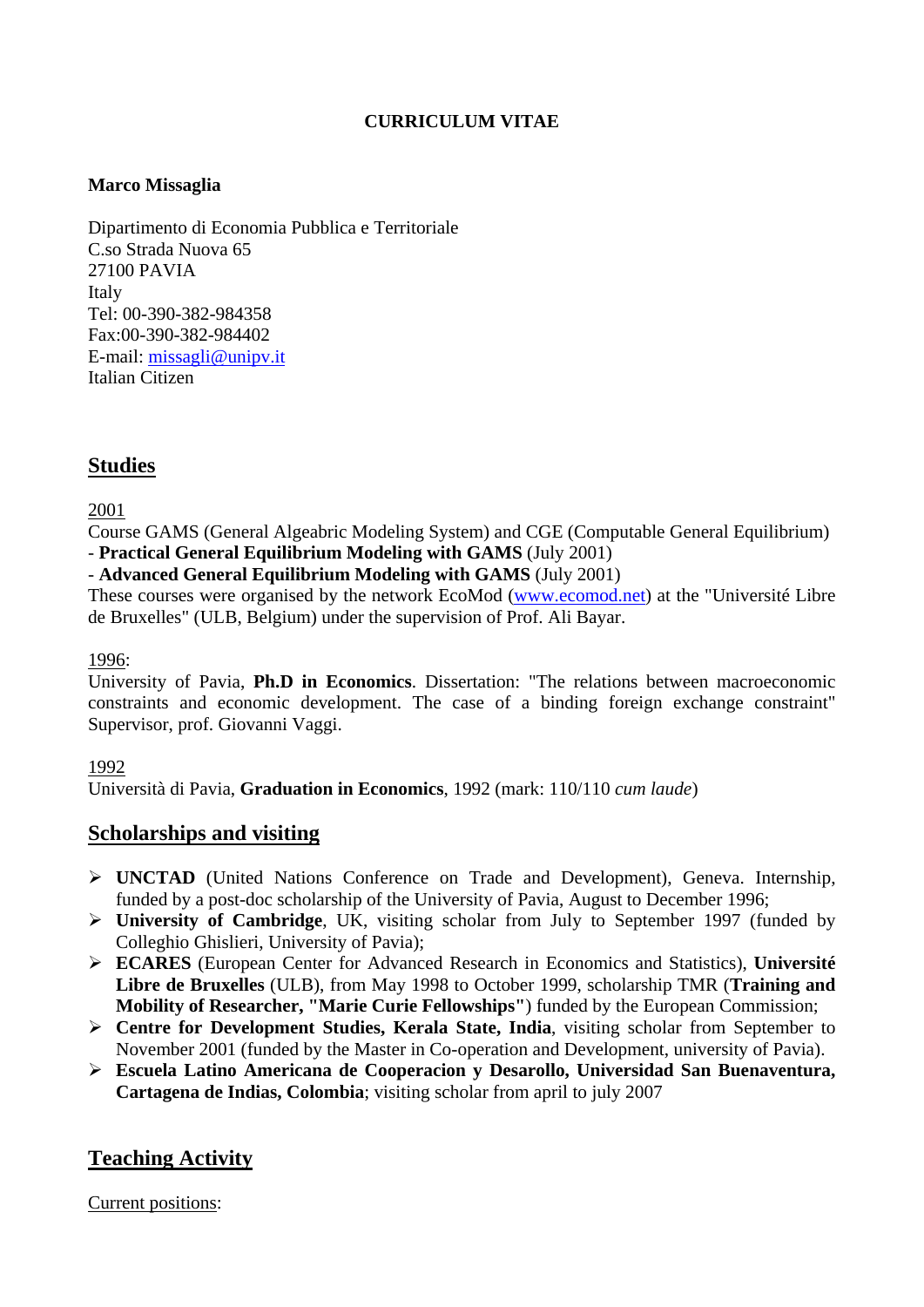**CURRICULUM VITAE**

**Marco Missaglia**

Dipartimento di Economia Pubblica e Territoriale
C.so Strada Nuova 65
27100 PAVIA
Italy
Tel: 00-390-382-984358
Fax:00-390-382-984402
E-mail: missagli@unipv.it
Italian Citizen

## Studies

2001
Course GAMS (General Algeabric Modeling System) and CGE (Computable General Equilibrium)
- **Practical General Equilibrium Modeling with GAMS** (July 2001)
- **Advanced General Equilibrium Modeling with GAMS** (July 2001)

These courses were organised by the network EcoMod (www.ecomod.net) at the "Université Libre de Bruxelles" (ULB, Belgium) under the supervision of Prof. Ali Bayar.

1996:
University of Pavia, **Ph.D in Economics**. Dissertation: "The relations between macroeconomic constraints and economic development. The case of a binding foreign exchange constraint" Supervisor, prof. Giovanni Vaggi.

1992
Università di Pavia, **Graduation in Economics**, 1992 (mark: 110/110 *cum laude*)

## Scholarships and visiting

- **UNCTAD** (United Nations Conference on Trade and Development), Geneva. Internship, funded by a post-doc scholarship of the University of Pavia, August to December 1996;
- **University of Cambridge**, UK, visiting scholar from July to September 1997 (funded by Colleghio Ghislieri, University of Pavia);
- **ECARES** (European Center for Advanced Research in Economics and Statistics), **Université Libre de Bruxelles** (ULB), from May 1998 to October 1999, scholarship TMR (**Training and Mobility of Researcher, "Marie Curie Fellowships"**) funded by the European Commission;
- **Centre for Development Studies, Kerala State, India**, visiting scholar from September to November 2001 (funded by the Master in Co-operation and Development, university of Pavia).
- **Escuela Latino Americana de Cooperacion y Desarollo, Universidad San Buenaventura, Cartagena de Indias, Colombia**; visiting scholar from april to july 2007

## Teaching Activity

Current positions: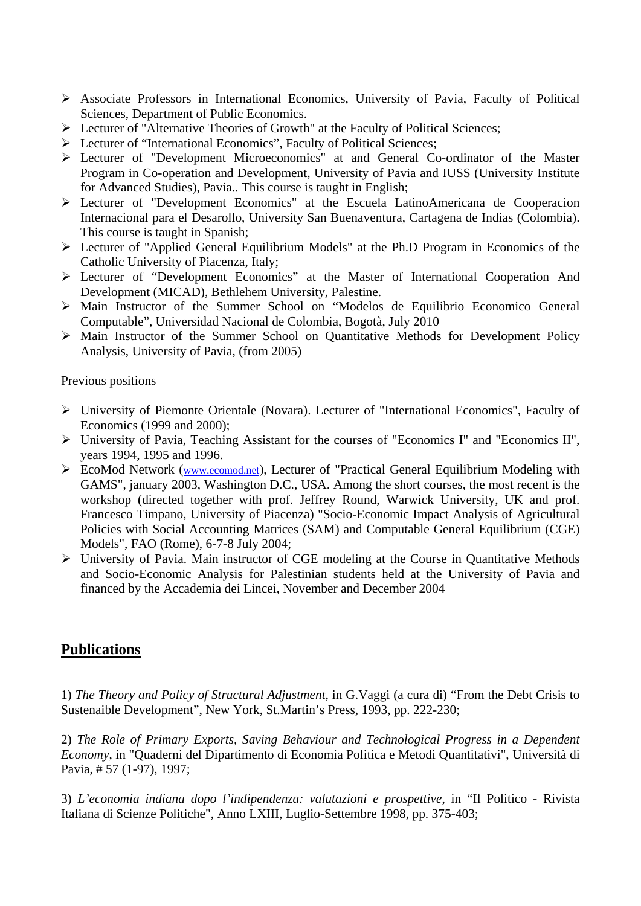- Associate Professors in International Economics, University of Pavia, Faculty of Political Sciences, Department of Public Economics.
- Lecturer of "Alternative Theories of Growth" at the Faculty of Political Sciences;
- Lecturer of “International Economics”, Faculty of Political Sciences;
- Lecturer of "Development Microeconomics" at and General Co-ordinator of the Master Program in Co-operation and Development, University of Pavia and IUSS (University Institute for Advanced Studies), Pavia.. This course is taught in English;
- Lecturer of "Development Economics" at the Escuela LatinoAmericana de Cooperacion Internacional para el Desarollo, University San Buenaventura, Cartagena de Indias (Colombia). This course is taught in Spanish;
- Lecturer of "Applied General Equilibrium Models" at the Ph.D Program in Economics of the Catholic University of Piacenza, Italy;
- Lecturer of “Development Economics” at the Master of International Cooperation And Development (MICAD), Bethlehem University, Palestine.
- Main Instructor of the Summer School on “Modelos de Equilibrio Economico General Computable”, Universidad Nacional de Colombia, Bogotà, July 2010
- Main Instructor of the Summer School on Quantitative Methods for Development Policy Analysis, University of Pavia, (from 2005)

Previous positions

- University of Piemonte Orientale (Novara). Lecturer of "International Economics", Faculty of Economics (1999 and 2000);
- University of Pavia, Teaching Assistant for the courses of "Economics I" and "Economics II", years 1994, 1995 and 1996.
- EcoMod Network (www.ecomod.net), Lecturer of "Practical General Equilibrium Modeling with GAMS", january 2003, Washington D.C., USA. Among the short courses, the most recent is the workshop (directed together with prof. Jeffrey Round, Warwick University, UK and prof. Francesco Timpano, University of Piacenza) "Socio-Economic Impact Analysis of Agricultural Policies with Social Accounting Matrices (SAM) and Computable General Equilibrium (CGE) Models", FAO (Rome), 6-7-8 July 2004;
- University of Pavia. Main instructor of CGE modeling at the Course in Quantitative Methods and Socio-Economic Analysis for Palestinian students held at the University of Pavia and financed by the Accademia dei Lincei, November and December 2004

## Publications

1) *The Theory and Policy of Structural Adjustment*, in G.Vaggi (a cura di) “From the Debt Crisis to Sustenaible Development”, New York, St.Martin’s Press, 1993, pp. 222-230;

2) *The Role of Primary Exports, Saving Behaviour and Technological Progress in a Dependent Economy*, in "Quaderni del Dipartimento di Economia Politica e Metodi Quantitativi", Università di Pavia, # 57 (1-97), 1997;

3) *L’economia indiana dopo l’indipendenza: valutazioni e prospettive*, in “Il Politico - Rivista Italiana di Scienze Politiche", Anno LXIII, Luglio-Settembre 1998, pp. 375-403;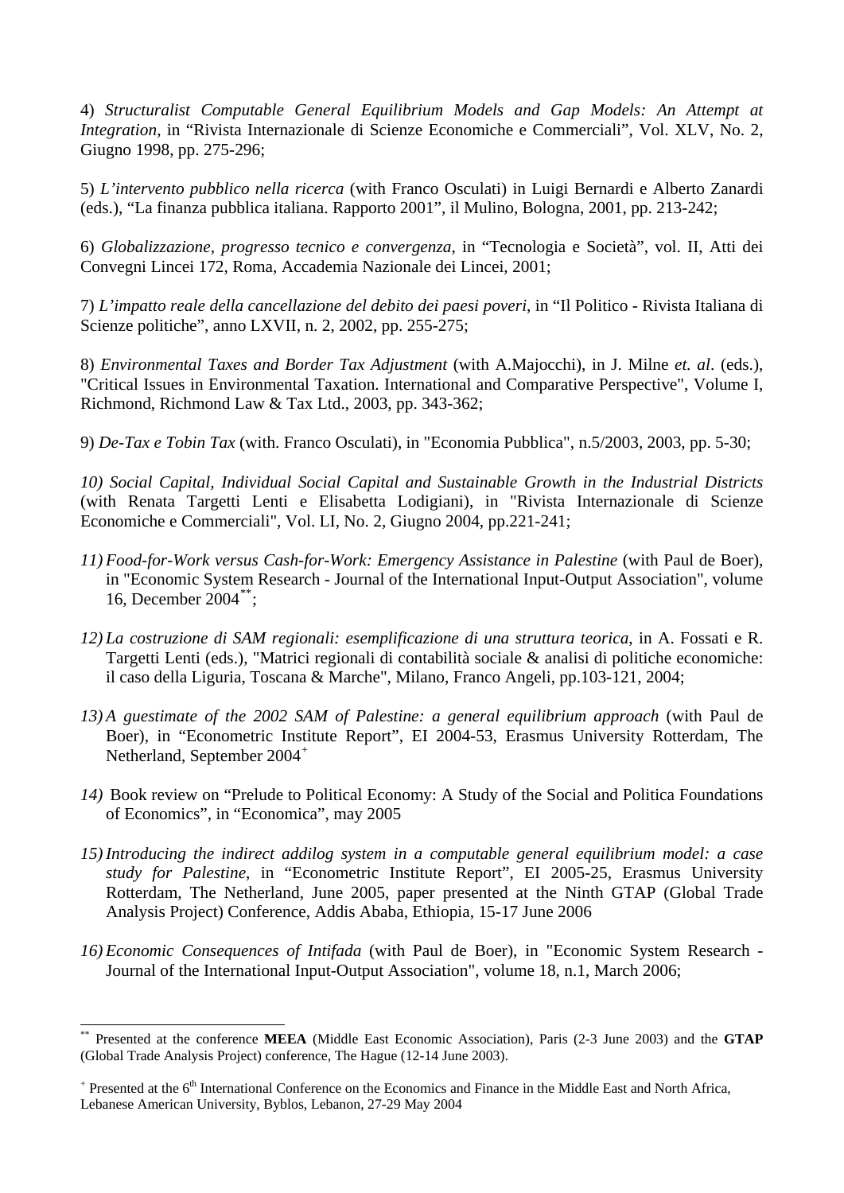4) *Structuralist Computable General Equilibrium Models and Gap Models: An Attempt at Integration*, in “Rivista Internazionale di Scienze Economiche e Commerciali”, Vol. XLV, No. 2, Giugno 1998, pp. 275-296;

5) *L’intervento pubblico nella ricerca* (with Franco Osculati) in Luigi Bernardi e Alberto Zanardi (eds.), “La finanza pubblica italiana. Rapporto 2001”, il Mulino, Bologna, 2001, pp. 213-242;

6) *Globalizzazione, progresso tecnico e convergenza*, in “Tecnologia e Società”, vol. II, Atti dei Convegni Lincei 172, Roma, Accademia Nazionale dei Lincei, 2001;

7) *L’impatto reale della cancellazione del debito dei paesi poveri*, in “Il Politico - Rivista Italiana di Scienze politiche”, anno LXVII, n. 2, 2002, pp. 255-275;

8) *Environmental Taxes and Border Tax Adjustment* (with A.Majocchi), in J. Milne *et. al*. (eds.), "Critical Issues in Environmental Taxation. International and Comparative Perspective", Volume I, Richmond, Richmond Law & Tax Ltd., 2003, pp. 343-362;

9) *De-Tax e Tobin Tax* (with. Franco Osculati), in "Economia Pubblica", n.5/2003, 2003, pp. 5-30;

*10) Social Capital, Individual Social Capital and Sustainable Growth in the Industrial Districts* (with Renata Targetti Lenti e Elisabetta Lodigiani), in "Rivista Internazionale di Scienze Economiche e Commerciali", Vol. LI, No. 2, Giugno 2004, pp.221-241;

*11) Food-for-Work versus Cash-for-Work: Emergency Assistance in Palestine* (with Paul de Boer), in "Economic System Research - Journal of the International Input-Output Association", volume 16, December 2004[**];

*12) La costruzione di SAM regionali: esemplificazione di una struttura teorica*, in A. Fossati e R. Targetti Lenti (eds.), "Matrici regionali di contabilità sociale & analisi di politiche economiche: il caso della Liguria, Toscana & Marche", Milano, Franco Angeli, pp.103-121, 2004;

*13) A guestimate of the 2002 SAM of Palestine: a general equilibrium approach* (with Paul de Boer), in “Econometric Institute Report”, EI 2004-53, Erasmus University Rotterdam, The Netherland, September 2004[+]

*14)* Book review on “Prelude to Political Economy: A Study of the Social and Politica Foundations of Economics”, in “Economica”, may 2005

*15) Introducing the indirect addilog system in a computable general equilibrium model: a case study for Palestine*, in “Econometric Institute Report”, EI 2005-25, Erasmus University Rotterdam, The Netherland, June 2005, paper presented at the Ninth GTAP (Global Trade Analysis Project) Conference, Addis Ababa, Ethiopia, 15-17 June 2006

*16) Economic Consequences of Intifada* (with Paul de Boer), in "Economic System Research - Journal of the International Input-Output Association", volume 18, n.1, March 2006;

---

[**] Presented at the conference **MEEA** (Middle East Economic Association), Paris (2-3 June 2003) and the **GTAP** (Global Trade Analysis Project) conference, The Hague (12-14 June 2003).

[+] Presented at the 6th International Conference on the Economics and Finance in the Middle East and North Africa, Lebanese American University, Byblos, Lebanon, 27-29 May 2004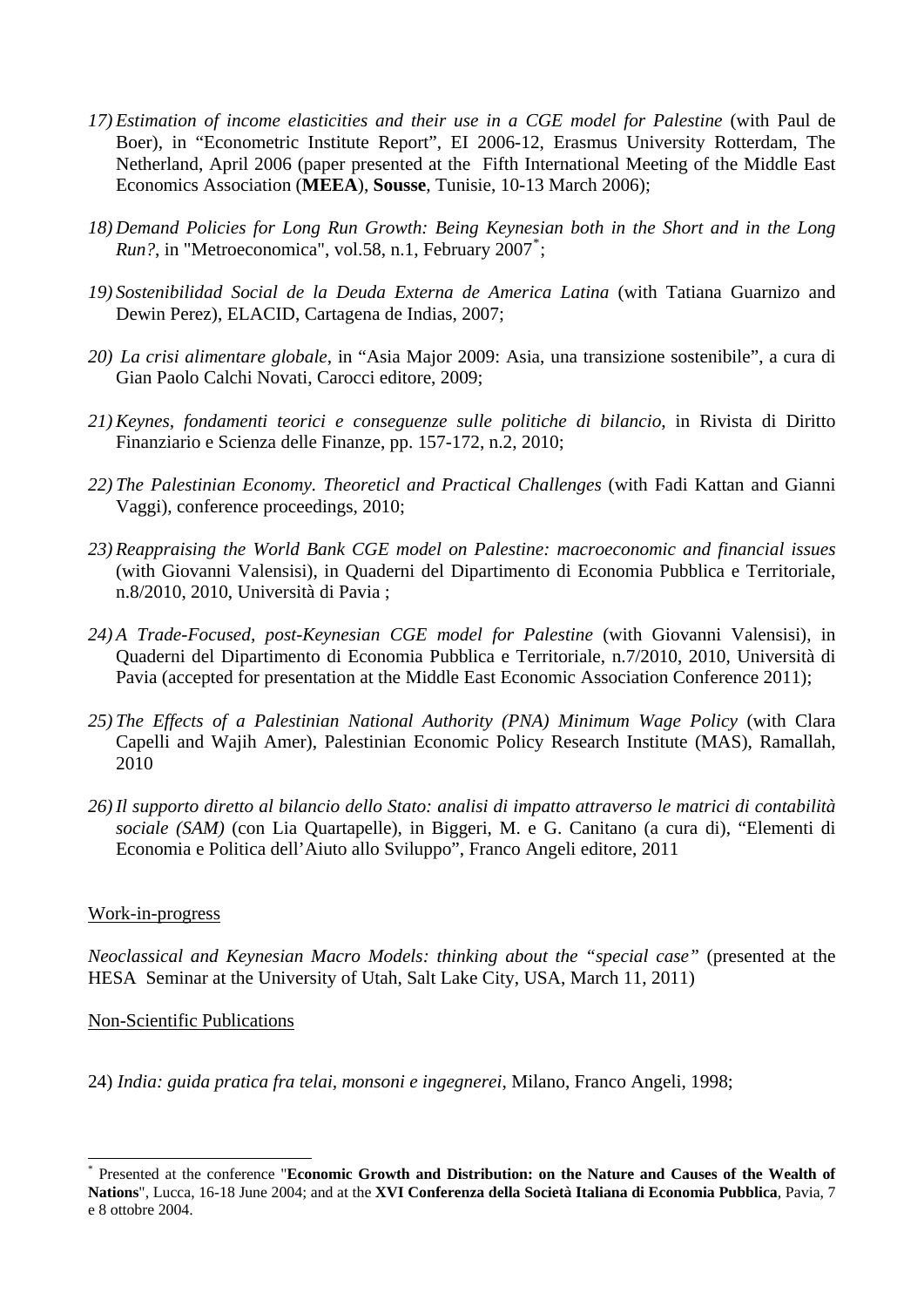17) *Estimation of income elasticities and their use in a CGE model for Palestine* (with Paul de Boer), in "Econometric Institute Report", EI 2006-12, Erasmus University Rotterdam, The Netherland, April 2006 (paper presented at the Fifth International Meeting of the Middle East Economics Association (**MEEA**), **Sousse**, Tunisie, 10-13 March 2006);

18) *Demand Policies for Long Run Growth: Being Keynesian both in the Short and in the Long Run?*, in "Metroeconomica", vol.58, n.1, February 2007*;

19) *Sostenibilidad Social de la Deuda Externa de America Latina* (with Tatiana Guarnizo and Dewin Perez), ELACID, Cartagena de Indias, 2007;

20) *La crisi alimentare globale*, in "Asia Major 2009: Asia, una transizione sostenibile", a cura di Gian Paolo Calchi Novati, Carocci editore, 2009;

21) *Keynes, fondamenti teorici e conseguenze sulle politiche di bilancio*, in Rivista di Diritto Finanziario e Scienza delle Finanze, pp. 157-172, n.2, 2010;

22) *The Palestinian Economy. Theoreticl and Practical Challenges* (with Fadi Kattan and Gianni Vaggi), conference proceedings, 2010;

23) *Reappraising the World Bank CGE model on Palestine: macroeconomic and financial issues* (with Giovanni Valensisi), in Quaderni del Dipartimento di Economia Pubblica e Territoriale, n.8/2010, 2010, Università di Pavia ;

24) *A Trade-Focused, post-Keynesian CGE model for Palestine* (with Giovanni Valensisi), in Quaderni del Dipartimento di Economia Pubblica e Territoriale, n.7/2010, 2010, Università di Pavia (accepted for presentation at the Middle East Economic Association Conference 2011);

25) *The Effects of a Palestinian National Authority (PNA) Minimum Wage Policy* (with Clara Capelli and Wajih Amer), Palestinian Economic Policy Research Institute (MAS), Ramallah, 2010

26) *Il supporto diretto al bilancio dello Stato: analisi di impatto attraverso le matrici di contabilità sociale (SAM)* (con Lia Quartapelle), in Biggeri, M. e G. Canitano (a cura di), "Elementi di Economia e Politica dell'Aiuto allo Sviluppo", Franco Angeli editore, 2011

Work-in-progress

*Neoclassical and Keynesian Macro Models: thinking about the "special case"* (presented at the HESA Seminar at the University of Utah, Salt Lake City, USA, March 11, 2011)

Non-Scientific Publications

24) *India: guida pratica fra telai, monsoni e ingegnerei*, Milano, Franco Angeli, 1998;

---

* Presented at the conference "**Economic Growth and Distribution: on the Nature and Causes of the Wealth of Nations**", Lucca, 16-18 June 2004; and at the **XVI Conferenza della Società Italiana di Economia Pubblica**, Pavia, 7 e 8 ottobre 2004.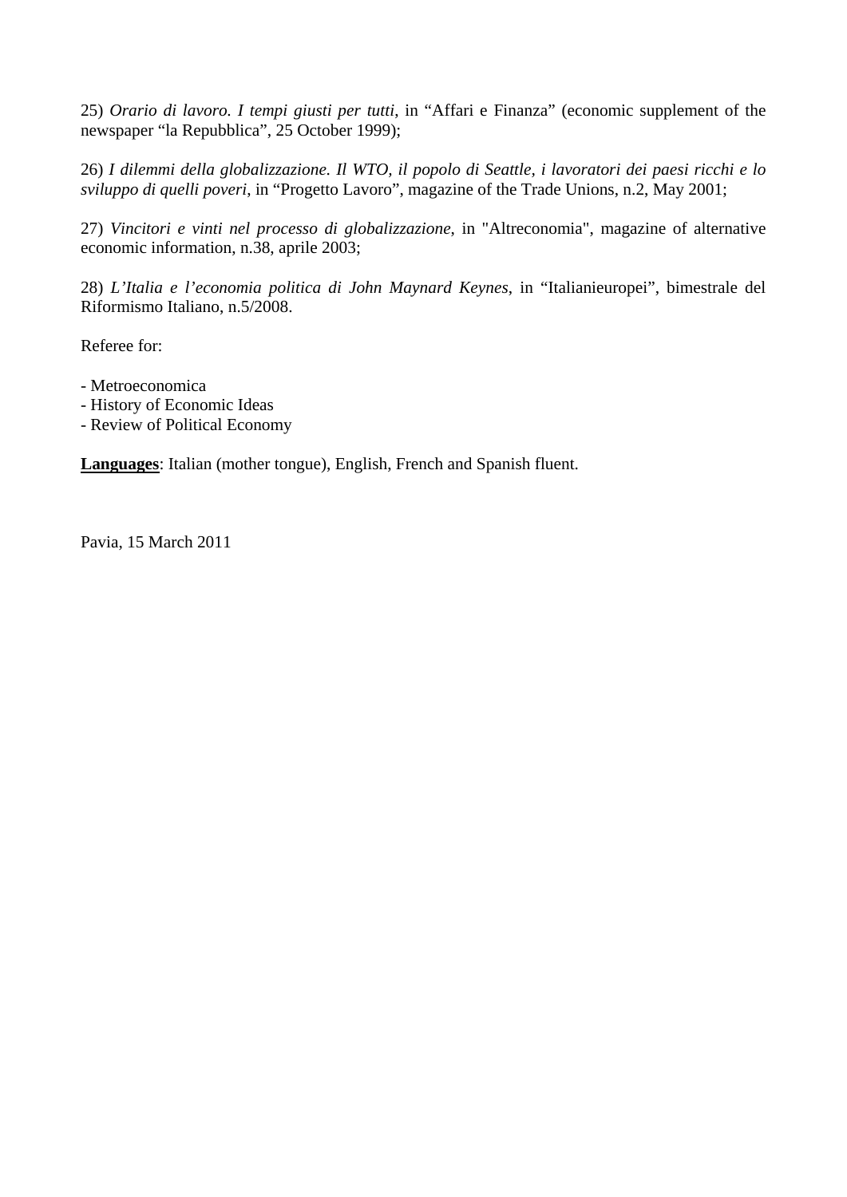25) *Orario di lavoro. I tempi giusti per tutti*, in “Affari e Finanza” (economic supplement of the newspaper “la Repubblica”, 25 October 1999);

26) *I dilemmi della globalizzazione. Il WTO, il popolo di Seattle, i lavoratori dei paesi ricchi e lo sviluppo di quelli poveri*, in “Progetto Lavoro”, magazine of the Trade Unions, n.2, May 2001;

27) *Vincitori e vinti nel processo di globalizzazione*, in "Altreconomia", magazine of alternative economic information, n.38, aprile 2003;

28) *L’Italia e l’economia politica di John Maynard Keynes*, in “Italianieuropei”, bimestrale del Riformismo Italiano, n.5/2008.

Referee for:

- Metroeconomica
- History of Economic Ideas
- Review of Political Economy

**Languages**: Italian (mother tongue), English, French and Spanish fluent.

Pavia, 15 March 2011